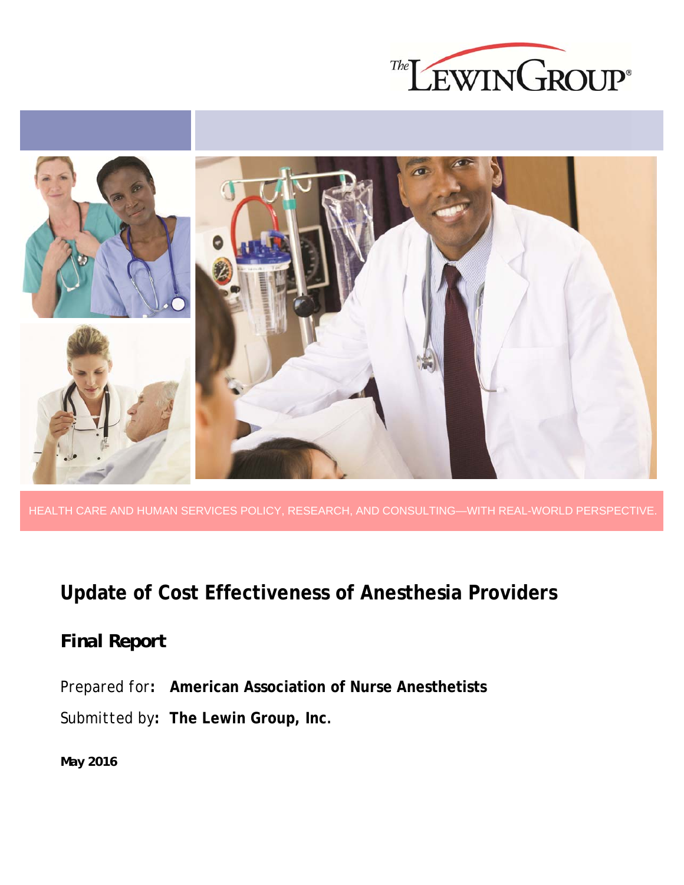The Lewin Group®

HEALTH CARE AND HUMAN SERVICES POLICY, RESEARCH, AND CONSULTING—WITH REAL-WORLD PERSPECTIVE.

# Update of Cost Effectiveness of Anesthesia Providers

## Final Report

Prepared for: **American Association of Nurse Anesthetists**

Submitted by: **The Lewin Group, Inc.**

**May 2016**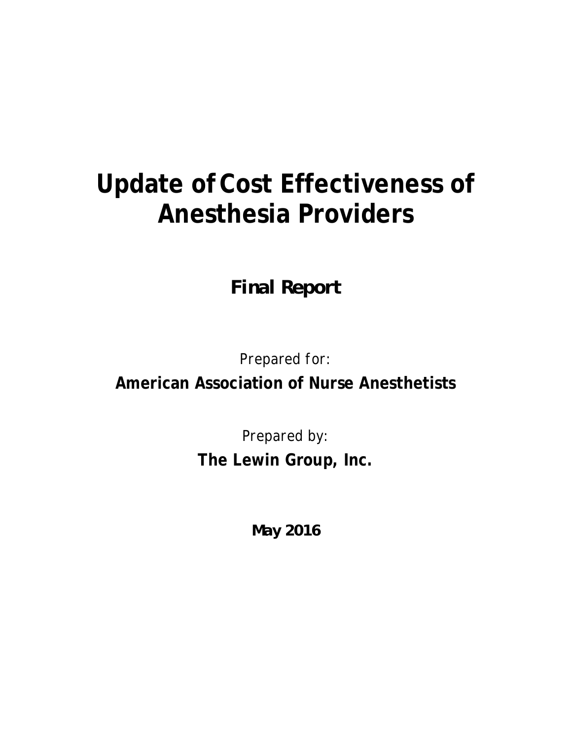# Update of Cost Effectiveness of Anesthesia Providers

**Final Report**

*Prepared for:*

**American Association of Nurse Anesthetists**

*Prepared by:*

**The Lewin Group, Inc.**

**May 2016**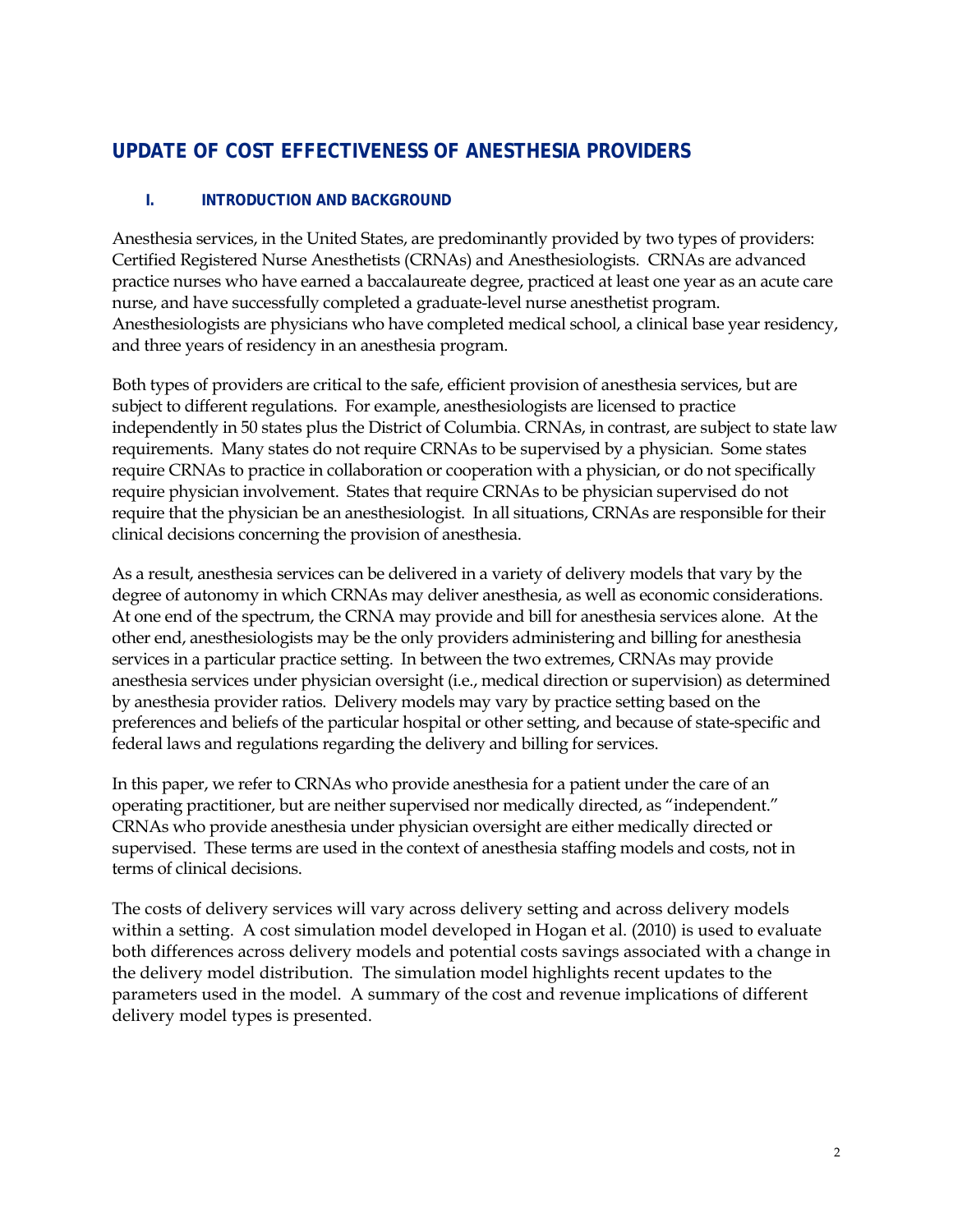# UPDATE OF COST EFFECTIVENESS OF ANESTHESIA PROVIDERS

## I. INTRODUCTION AND BACKGROUND

Anesthesia services, in the United States, are predominantly provided by two types of providers: Certified Registered Nurse Anesthetists (CRNAs) and Anesthesiologists. CRNAs are advanced practice nurses who have earned a baccalaureate degree, practiced at least one year as an acute care nurse, and have successfully completed a graduate-level nurse anesthetist program. Anesthesiologists are physicians who have completed medical school, a clinical base year residency, and three years of residency in an anesthesia program.

Both types of providers are critical to the safe, efficient provision of anesthesia services, but are subject to different regulations. For example, anesthesiologists are licensed to practice independently in 50 states plus the District of Columbia. CRNAs, in contrast, are subject to state law requirements. Many states do not require CRNAs to be supervised by a physician. Some states require CRNAs to practice in collaboration or cooperation with a physician, or do not specifically require physician involvement. States that require CRNAs to be physician supervised do not require that the physician be an anesthesiologist. In all situations, CRNAs are responsible for their clinical decisions concerning the provision of anesthesia.

As a result, anesthesia services can be delivered in a variety of delivery models that vary by the degree of autonomy in which CRNAs may deliver anesthesia, as well as economic considerations. At one end of the spectrum, the CRNA may provide and bill for anesthesia services alone. At the other end, anesthesiologists may be the only providers administering and billing for anesthesia services in a particular practice setting. In between the two extremes, CRNAs may provide anesthesia services under physician oversight (i.e., medical direction or supervision) as determined by anesthesia provider ratios. Delivery models may vary by practice setting based on the preferences and beliefs of the particular hospital or other setting, and because of state-specific and federal laws and regulations regarding the delivery and billing for services.

In this paper, we refer to CRNAs who provide anesthesia for a patient under the care of an operating practitioner, but are neither supervised nor medically directed, as "independent." CRNAs who provide anesthesia under physician oversight are either medically directed or supervised. These terms are used in the context of anesthesia staffing models and costs, not in terms of clinical decisions.

The costs of delivery services will vary across delivery setting and across delivery models within a setting. A cost simulation model developed in Hogan et al. (2010) is used to evaluate both differences across delivery models and potential costs savings associated with a change in the delivery model distribution. The simulation model highlights recent updates to the parameters used in the model. A summary of the cost and revenue implications of different delivery model types is presented.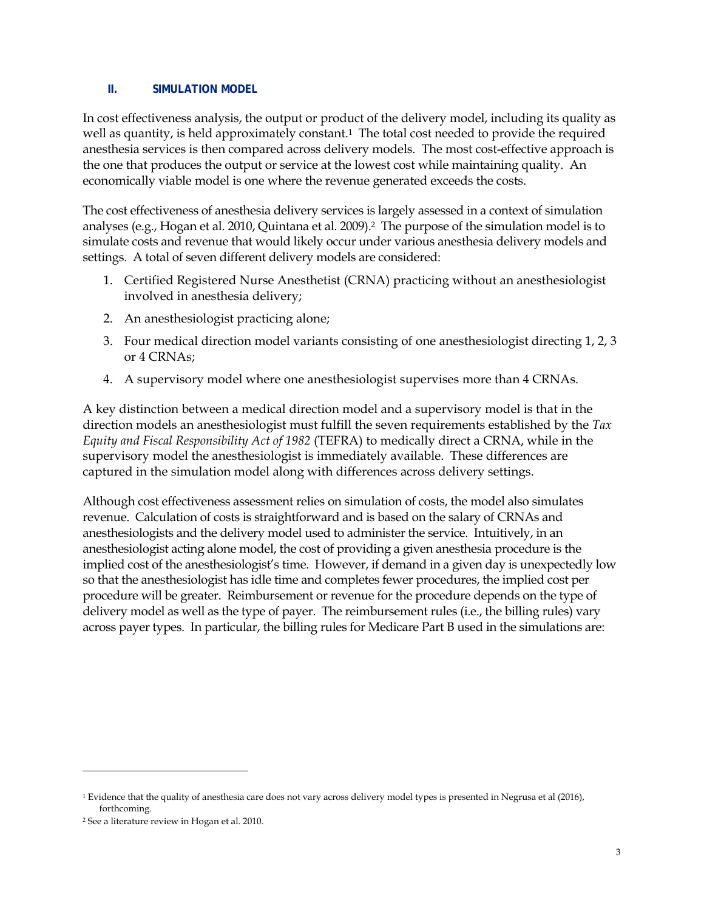## II. SIMULATION MODEL

In cost effectiveness analysis, the output or product of the delivery model, including its quality as well as quantity, is held approximately constant.[1] The total cost needed to provide the required anesthesia services is then compared across delivery models. The most cost-effective approach is the one that produces the output or service at the lowest cost while maintaining quality. An economically viable model is one where the revenue generated exceeds the costs.

The cost effectiveness of anesthesia delivery services is largely assessed in a context of simulation analyses (e.g., Hogan et al. 2010, Quintana et al. 2009).[2] The purpose of the simulation model is to simulate costs and revenue that would likely occur under various anesthesia delivery models and settings. A total of seven different delivery models are considered:

1. Certified Registered Nurse Anesthetist (CRNA) practicing without an anesthesiologist involved in anesthesia delivery;
2. An anesthesiologist practicing alone;
3. Four medical direction model variants consisting of one anesthesiologist directing 1, 2, 3 or 4 CRNAs;
4. A supervisory model where one anesthesiologist supervises more than 4 CRNAs.

A key distinction between a medical direction model and a supervisory model is that in the direction models an anesthesiologist must fulfill the seven requirements established by the *Tax Equity and Fiscal Responsibility Act of 1982* (TEFRA) to medically direct a CRNA, while in the supervisory model the anesthesiologist is immediately available. These differences are captured in the simulation model along with differences across delivery settings.

Although cost effectiveness assessment relies on simulation of costs, the model also simulates revenue. Calculation of costs is straightforward and is based on the salary of CRNAs and anesthesiologists and the delivery model used to administer the service. Intuitively, in an anesthesiologist acting alone model, the cost of providing a given anesthesia procedure is the implied cost of the anesthesiologist's time. However, if demand in a given day is unexpectedly low so that the anesthesiologist has idle time and completes fewer procedures, the implied cost per procedure will be greater. Reimbursement or revenue for the procedure depends on the type of delivery model as well as the type of payer. The reimbursement rules (i.e., the billing rules) vary across payer types. In particular, the billing rules for Medicare Part B used in the simulations are:

---

[1] Evidence that the quality of anesthesia care does not vary across delivery model types is presented in Negrusa et al (2016), forthcoming.

[2] See a literature review in Hogan et al. 2010.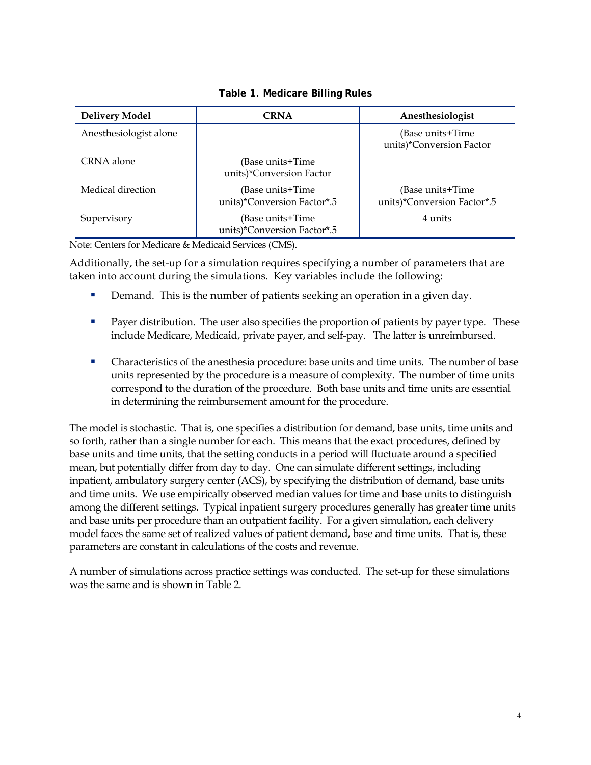**Table 1. Medicare Billing Rules**

| Delivery Model | CRNA | Anesthesiologist |
|---|---|---|
| Anesthesiologist alone | | (Base units+Time units)*Conversion Factor |
| CRNA alone | (Base units+Time units)*Conversion Factor | |
| Medical direction | (Base units+Time units)*Conversion Factor*.5 | (Base units+Time units)*Conversion Factor*.5 |
| Supervisory | (Base units+Time units)*Conversion Factor*.5 | 4 units |

Note: Centers for Medicare & Medicaid Services (CMS).

Additionally, the set-up for a simulation requires specifying a number of parameters that are taken into account during the simulations. Key variables include the following:

- Demand. This is the number of patients seeking an operation in a given day.
- Payer distribution. The user also specifies the proportion of patients by payer type. These include Medicare, Medicaid, private payer, and self-pay. The latter is unreimbursed.
- Characteristics of the anesthesia procedure: base units and time units. The number of base units represented by the procedure is a measure of complexity. The number of time units correspond to the duration of the procedure. Both base units and time units are essential in determining the reimbursement amount for the procedure.

The model is stochastic. That is, one specifies a distribution for demand, base units, time units and so forth, rather than a single number for each. This means that the exact procedures, defined by base units and time units, that the setting conducts in a period will fluctuate around a specified mean, but potentially differ from day to day. One can simulate different settings, including inpatient, ambulatory surgery center (ACS), by specifying the distribution of demand, base units and time units. We use empirically observed median values for time and base units to distinguish among the different settings. Typical inpatient surgery procedures generally has greater time units and base units per procedure than an outpatient facility. For a given simulation, each delivery model faces the same set of realized values of patient demand, base and time units. That is, these parameters are constant in calculations of the costs and revenue.

A number of simulations across practice settings was conducted. The set-up for these simulations was the same and is shown in Table 2.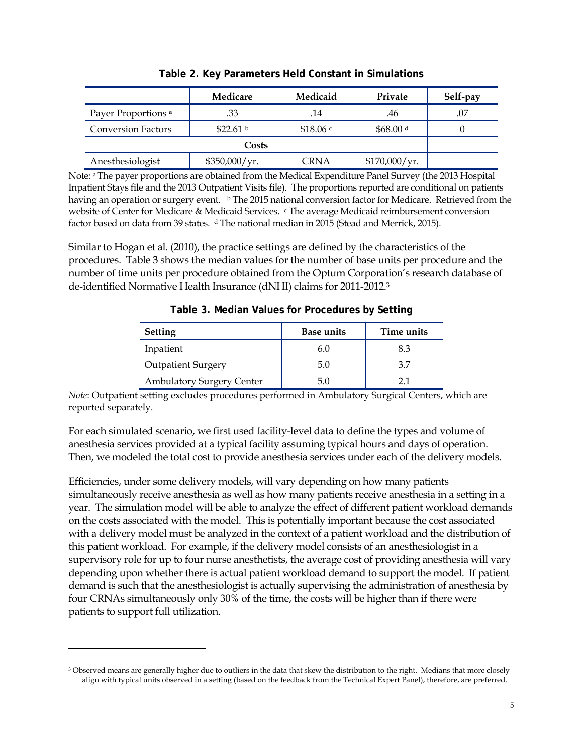**Table 2. Key Parameters Held Constant in Simulations**

| | Medicare | Medicaid | Private | Self-pay |
|---|---|---|---|---|
| Payer Proportions [a] | .33 | .14 | .46 | .07 |
| Conversion Factors | $22.61 [b] | $18.06 [c] | $68.00 [d] | 0 |
| Costs | | | | |
| Anesthesiologist | $350,000/yr. | CRNA | $170,000/yr. | |

Note: [a] The payer proportions are obtained from the Medical Expenditure Panel Survey (the 2013 Hospital Inpatient Stays file and the 2013 Outpatient Visits file). The proportions reported are conditional on patients having an operation or surgery event. [b] The 2015 national conversion factor for Medicare. Retrieved from the website of Center for Medicare & Medicaid Services. [c] The average Medicaid reimbursement conversion factor based on data from 39 states. [d] The national median in 2015 (Stead and Merrick, 2015).

Similar to Hogan et al. (2010), the practice settings are defined by the characteristics of the procedures. Table 3 shows the median values for the number of base units per procedure and the number of time units per procedure obtained from the Optum Corporation's research database of de-identified Normative Health Insurance (dNHI) claims for 2011-2012.[3]

**Table 3. Median Values for Procedures by Setting**

| Setting | Base units | Time units |
|---|---|---|
| Inpatient | 6.0 | 8.3 |
| Outpatient Surgery | 5.0 | 3.7 |
| Ambulatory Surgery Center | 5.0 | 2.1 |

*Note*: Outpatient setting excludes procedures performed in Ambulatory Surgical Centers, which are reported separately.

For each simulated scenario, we first used facility-level data to define the types and volume of anesthesia services provided at a typical facility assuming typical hours and days of operation. Then, we modeled the total cost to provide anesthesia services under each of the delivery models.

Efficiencies, under some delivery models, will vary depending on how many patients simultaneously receive anesthesia as well as how many patients receive anesthesia in a setting in a year. The simulation model will be able to analyze the effect of different patient workload demands on the costs associated with the model. This is potentially important because the cost associated with a delivery model must be analyzed in the context of a patient workload and the distribution of this patient workload. For example, if the delivery model consists of an anesthesiologist in a supervisory role for up to four nurse anesthetists, the average cost of providing anesthesia will vary depending upon whether there is actual patient workload demand to support the model. If patient demand is such that the anesthesiologist is actually supervising the administration of anesthesia by four CRNAs simultaneously only 30% of the time, the costs will be higher than if there were patients to support full utilization.

[3] Observed means are generally higher due to outliers in the data that skew the distribution to the right. Medians that more closely align with typical units observed in a setting (based on the feedback from the Technical Expert Panel), therefore, are preferred.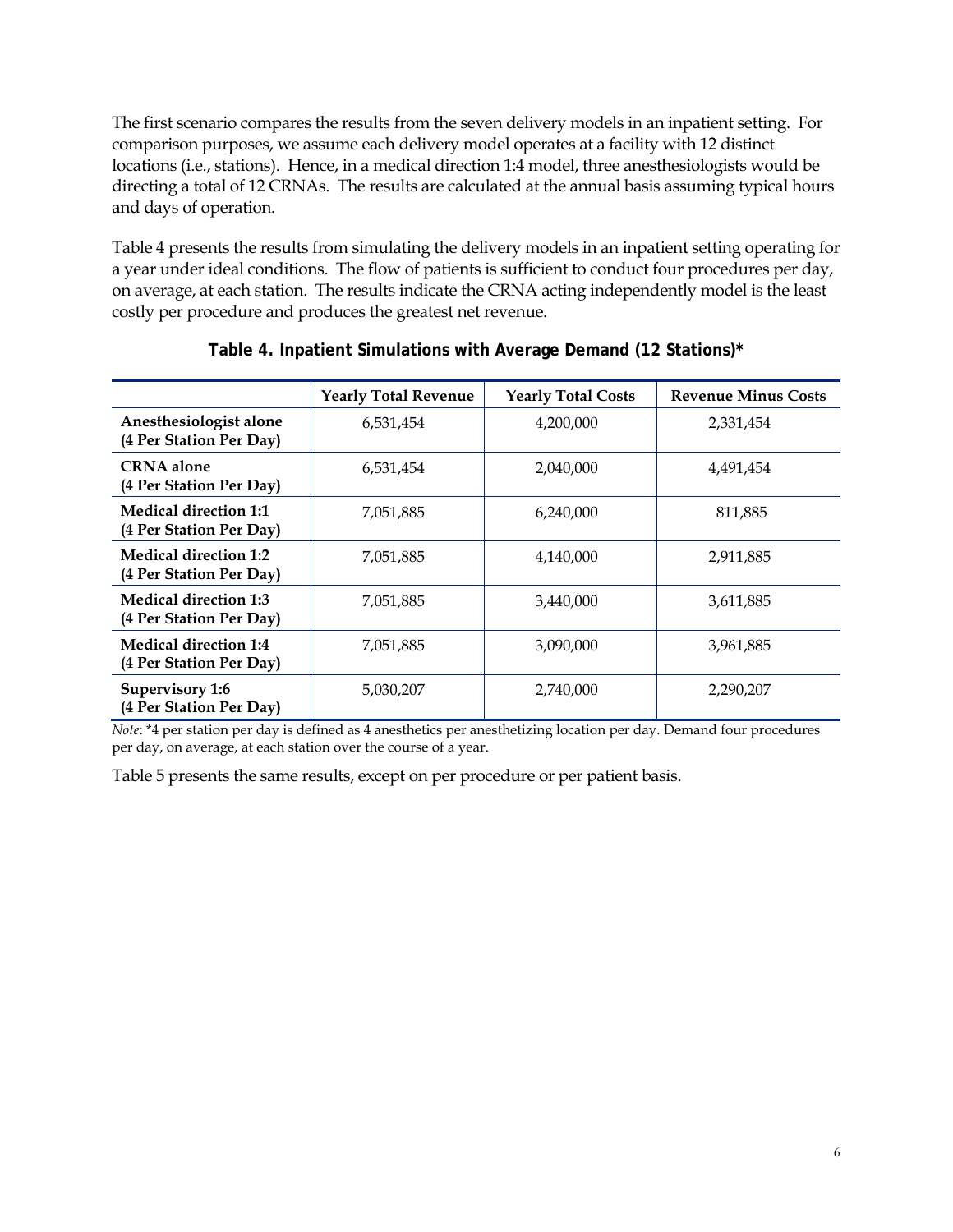The first scenario compares the results from the seven delivery models in an inpatient setting. For comparison purposes, we assume each delivery model operates at a facility with 12 distinct locations (i.e., stations). Hence, in a medical direction 1:4 model, three anesthesiologists would be directing a total of 12 CRNAs. The results are calculated at the annual basis assuming typical hours and days of operation.

Table 4 presents the results from simulating the delivery models in an inpatient setting operating for a year under ideal conditions. The flow of patients is sufficient to conduct four procedures per day, on average, at each station. The results indicate the CRNA acting independently model is the least costly per procedure and produces the greatest net revenue.

**Table 4. Inpatient Simulations with Average Demand (12 Stations)***

| | Yearly Total Revenue | Yearly Total Costs | Revenue Minus Costs |
|---|---|---|---|
| **Anesthesiologist alone (4 Per Station Per Day)** | 6,531,454 | 4,200,000 | 2,331,454 |
| **CRNA alone (4 Per Station Per Day)** | 6,531,454 | 2,040,000 | 4,491,454 |
| **Medical direction 1:1 (4 Per Station Per Day)** | 7,051,885 | 6,240,000 | 811,885 |
| **Medical direction 1:2 (4 Per Station Per Day)** | 7,051,885 | 4,140,000 | 2,911,885 |
| **Medical direction 1:3 (4 Per Station Per Day)** | 7,051,885 | 3,440,000 | 3,611,885 |
| **Medical direction 1:4 (4 Per Station Per Day)** | 7,051,885 | 3,090,000 | 3,961,885 |
| **Supervisory 1:6 (4 Per Station Per Day)** | 5,030,207 | 2,740,000 | 2,290,207 |

*Note*: *4 per station per day is defined as 4 anesthetics per anesthetizing location per day. Demand four procedures per day, on average, at each station over the course of a year.

Table 5 presents the same results, except on per procedure or per patient basis.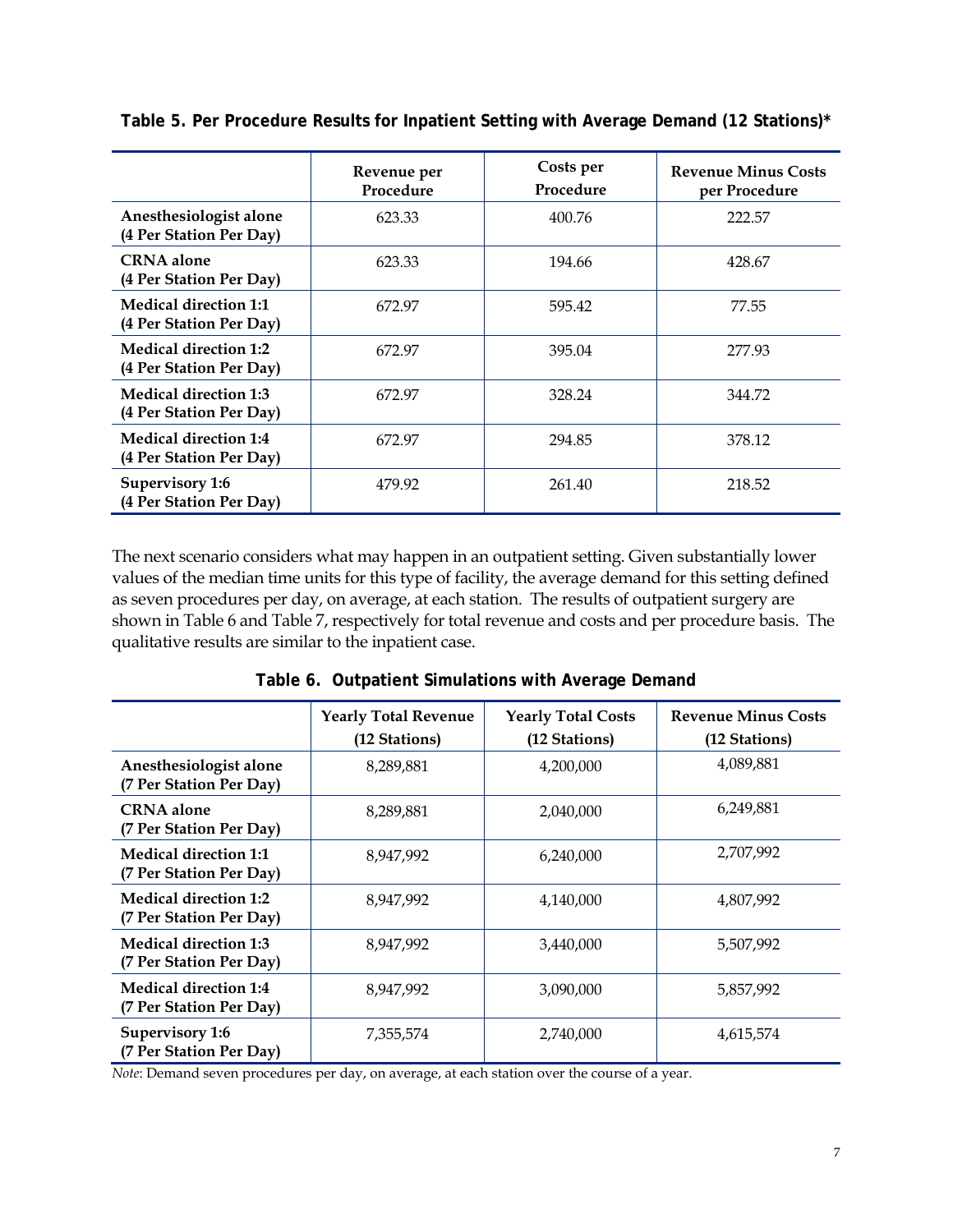**Table 5. Per Procedure Results for Inpatient Setting with Average Demand (12 Stations)***

| | Revenue per Procedure | Costs per Procedure | Revenue Minus Costs per Procedure |
|---|---|---|---|
| **Anesthesiologist alone (4 Per Station Per Day)** | 623.33 | 400.76 | 222.57 |
| **CRNA alone (4 Per Station Per Day)** | 623.33 | 194.66 | 428.67 |
| **Medical direction 1:1 (4 Per Station Per Day)** | 672.97 | 595.42 | 77.55 |
| **Medical direction 1:2 (4 Per Station Per Day)** | 672.97 | 395.04 | 277.93 |
| **Medical direction 1:3 (4 Per Station Per Day)** | 672.97 | 328.24 | 344.72 |
| **Medical direction 1:4 (4 Per Station Per Day)** | 672.97 | 294.85 | 378.12 |
| **Supervisory 1:6 (4 Per Station Per Day)** | 479.92 | 261.40 | 218.52 |

The next scenario considers what may happen in an outpatient setting. Given substantially lower values of the median time units for this type of facility, the average demand for this setting defined as seven procedures per day, on average, at each station. The results of outpatient surgery are shown in Table 6 and Table 7, respectively for total revenue and costs and per procedure basis. The qualitative results are similar to the inpatient case.

**Table 6. Outpatient Simulations with Average Demand**

| | Yearly Total Revenue (12 Stations) | Yearly Total Costs (12 Stations) | Revenue Minus Costs (12 Stations) |
|---|---|---|---|
| **Anesthesiologist alone (7 Per Station Per Day)** | 8,289,881 | 4,200,000 | 4,089,881 |
| **CRNA alone (7 Per Station Per Day)** | 8,289,881 | 2,040,000 | 6,249,881 |
| **Medical direction 1:1 (7 Per Station Per Day)** | 8,947,992 | 6,240,000 | 2,707,992 |
| **Medical direction 1:2 (7 Per Station Per Day)** | 8,947,992 | 4,140,000 | 4,807,992 |
| **Medical direction 1:3 (7 Per Station Per Day)** | 8,947,992 | 3,440,000 | 5,507,992 |
| **Medical direction 1:4 (7 Per Station Per Day)** | 8,947,992 | 3,090,000 | 5,857,992 |
| **Supervisory 1:6 (7 Per Station Per Day)** | 7,355,574 | 2,740,000 | 4,615,574 |

*Note*: Demand seven procedures per day, on average, at each station over the course of a year.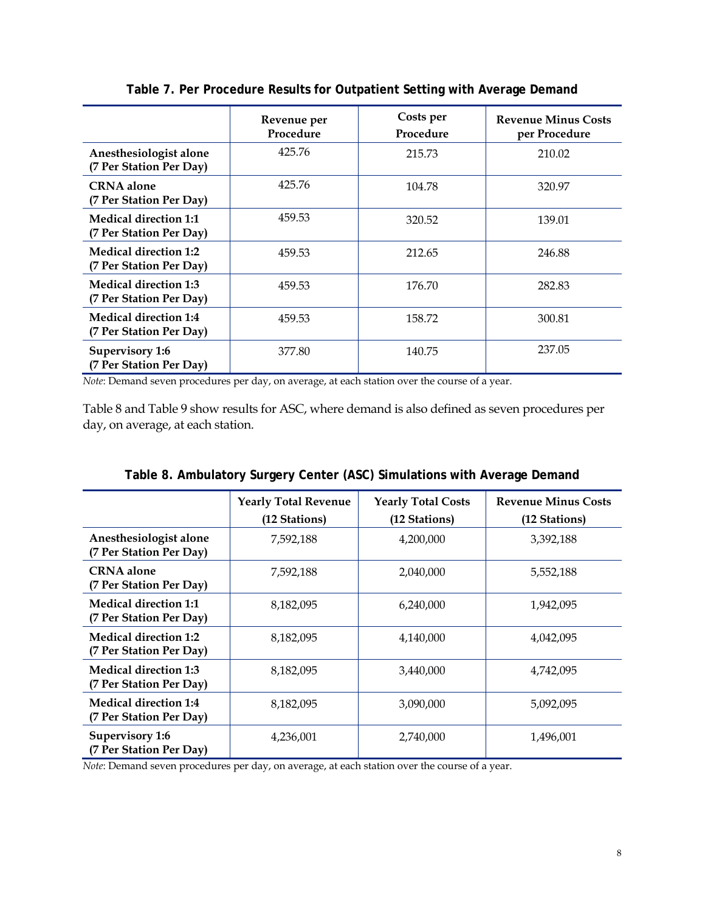**Table 7. Per Procedure Results for Outpatient Setting with Average Demand**

| | Revenue per Procedure | Costs per Procedure | Revenue Minus Costs per Procedure |
|---|---|---|---|
| **Anesthesiologist alone (7 Per Station Per Day)** | 425.76 | 215.73 | 210.02 |
| **CRNA alone (7 Per Station Per Day)** | 425.76 | 104.78 | 320.97 |
| **Medical direction 1:1 (7 Per Station Per Day)** | 459.53 | 320.52 | 139.01 |
| **Medical direction 1:2 (7 Per Station Per Day)** | 459.53 | 212.65 | 246.88 |
| **Medical direction 1:3 (7 Per Station Per Day)** | 459.53 | 176.70 | 282.83 |
| **Medical direction 1:4 (7 Per Station Per Day)** | 459.53 | 158.72 | 300.81 |
| **Supervisory 1:6 (7 Per Station Per Day)** | 377.80 | 140.75 | 237.05 |

*Note*: Demand seven procedures per day, on average, at each station over the course of a year.

Table 8 and Table 9 show results for ASC, where demand is also defined as seven procedures per day, on average, at each station.

**Table 8. Ambulatory Surgery Center (ASC) Simulations with Average Demand**

| | Yearly Total Revenue (12 Stations) | Yearly Total Costs (12 Stations) | Revenue Minus Costs (12 Stations) |
|---|---|---|---|
| **Anesthesiologist alone (7 Per Station Per Day)** | 7,592,188 | 4,200,000 | 3,392,188 |
| **CRNA alone (7 Per Station Per Day)** | 7,592,188 | 2,040,000 | 5,552,188 |
| **Medical direction 1:1 (7 Per Station Per Day)** | 8,182,095 | 6,240,000 | 1,942,095 |
| **Medical direction 1:2 (7 Per Station Per Day)** | 8,182,095 | 4,140,000 | 4,042,095 |
| **Medical direction 1:3 (7 Per Station Per Day)** | 8,182,095 | 3,440,000 | 4,742,095 |
| **Medical direction 1:4 (7 Per Station Per Day)** | 8,182,095 | 3,090,000 | 5,092,095 |
| **Supervisory 1:6 (7 Per Station Per Day)** | 4,236,001 | 2,740,000 | 1,496,001 |

*Note*: Demand seven procedures per day, on average, at each station over the course of a year.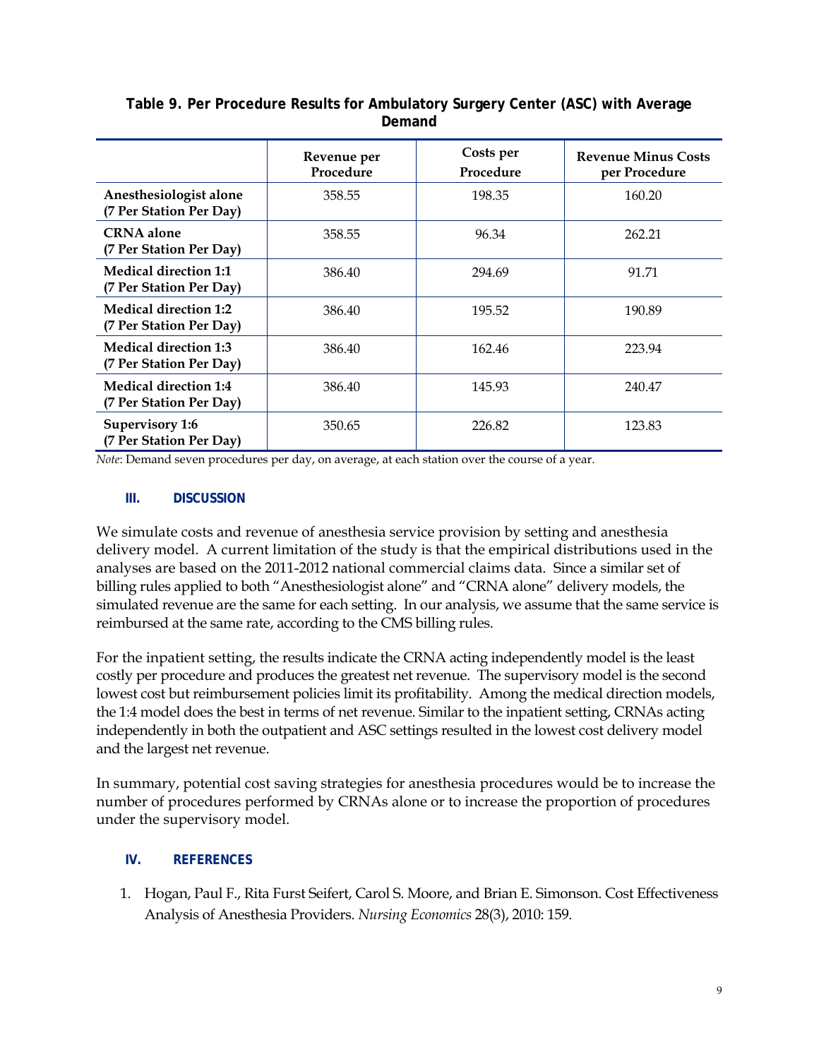**Table 9. Per Procedure Results for Ambulatory Surgery Center (ASC) with Average Demand**

| | Revenue per Procedure | Costs per Procedure | Revenue Minus Costs per Procedure |
|---|---|---|---|
| **Anesthesiologist alone (7 Per Station Per Day)** | 358.55 | 198.35 | 160.20 |
| **CRNA alone (7 Per Station Per Day)** | 358.55 | 96.34 | 262.21 |
| **Medical direction 1:1 (7 Per Station Per Day)** | 386.40 | 294.69 | 91.71 |
| **Medical direction 1:2 (7 Per Station Per Day)** | 386.40 | 195.52 | 190.89 |
| **Medical direction 1:3 (7 Per Station Per Day)** | 386.40 | 162.46 | 223.94 |
| **Medical direction 1:4 (7 Per Station Per Day)** | 386.40 | 145.93 | 240.47 |
| **Supervisory 1:6 (7 Per Station Per Day)** | 350.65 | 226.82 | 123.83 |

*Note*: Demand seven procedures per day, on average, at each station over the course of a year.

## III. DISCUSSION

We simulate costs and revenue of anesthesia service provision by setting and anesthesia delivery model. A current limitation of the study is that the empirical distributions used in the analyses are based on the 2011-2012 national commercial claims data. Since a similar set of billing rules applied to both "Anesthesiologist alone" and "CRNA alone" delivery models, the simulated revenue are the same for each setting. In our analysis, we assume that the same service is reimbursed at the same rate, according to the CMS billing rules.

For the inpatient setting, the results indicate the CRNA acting independently model is the least costly per procedure and produces the greatest net revenue. The supervisory model is the second lowest cost but reimbursement policies limit its profitability. Among the medical direction models, the 1:4 model does the best in terms of net revenue. Similar to the inpatient setting, CRNAs acting independently in both the outpatient and ASC settings resulted in the lowest cost delivery model and the largest net revenue.

In summary, potential cost saving strategies for anesthesia procedures would be to increase the number of procedures performed by CRNAs alone or to increase the proportion of procedures under the supervisory model.

## IV. REFERENCES

1. Hogan, Paul F., Rita Furst Seifert, Carol S. Moore, and Brian E. Simonson. Cost Effectiveness Analysis of Anesthesia Providers. *Nursing Economics* 28(3), 2010: 159.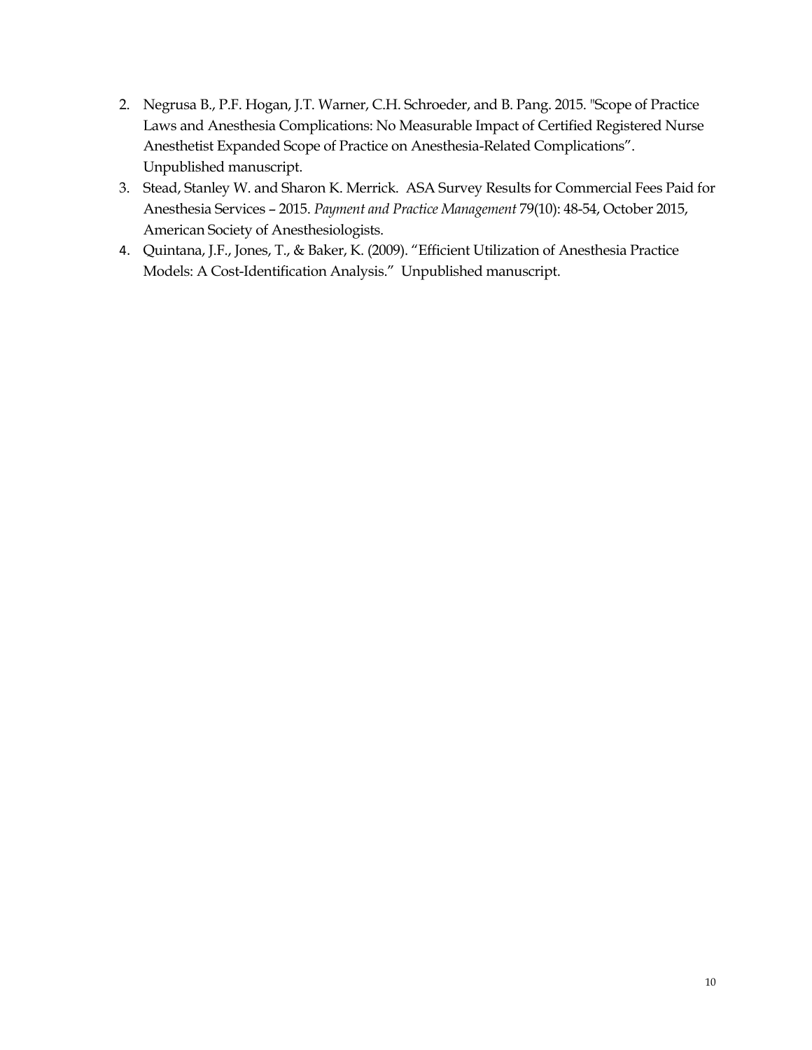2. Negrusa B., P.F. Hogan, J.T. Warner, C.H. Schroeder, and B. Pang. 2015. "Scope of Practice Laws and Anesthesia Complications: No Measurable Impact of Certified Registered Nurse Anesthetist Expanded Scope of Practice on Anesthesia-Related Complications". Unpublished manuscript.
3. Stead, Stanley W. and Sharon K. Merrick. ASA Survey Results for Commercial Fees Paid for Anesthesia Services – 2015. *Payment and Practice Management* 79(10): 48-54, October 2015, American Society of Anesthesiologists.
4. Quintana, J.F., Jones, T., & Baker, K. (2009). "Efficient Utilization of Anesthesia Practice Models: A Cost-Identification Analysis." Unpublished manuscript.